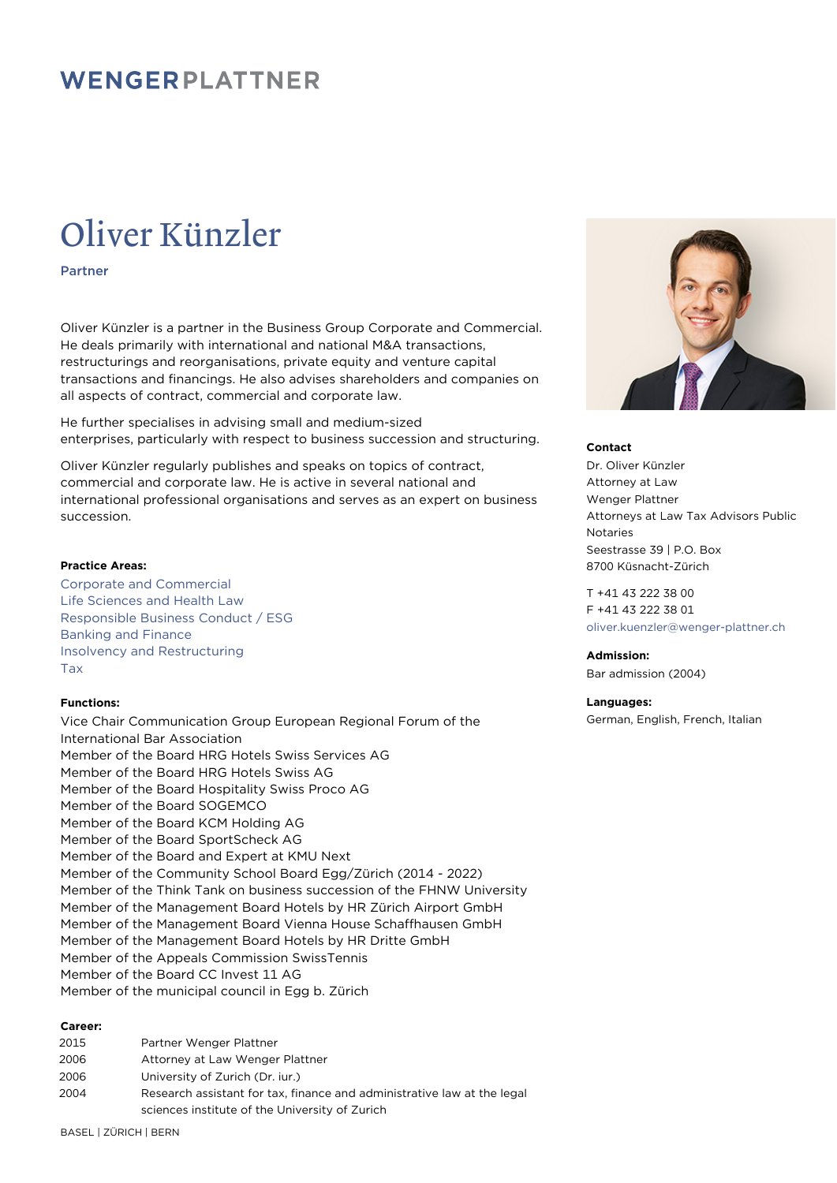WENGERPLATTNER

# Oliver Künzler

**Partner**

Oliver Künzler is a partner in the Business Group Corporate and Commercial. He deals primarily with international and national M&A transactions, restructurings and reorganisations, private equity and venture capital transactions and financings. He also advises shareholders and companies on all aspects of contract, commercial and corporate law.

He further specialises in advising small and medium-sized enterprises, particularly with respect to business succession and structuring.

Oliver Künzler regularly publishes and speaks on topics of contract, commercial and corporate law. He is active in several national and international professional organisations and serves as an expert on business succession.

**Practice Areas:**

Corporate and Commercial
Life Sciences and Health Law
Responsible Business Conduct / ESG
Banking and Finance
Insolvency and Restructuring
Tax

**Functions:**

Vice Chair Communication Group European Regional Forum of the International Bar Association
Member of the Board HRG Hotels Swiss Services AG
Member of the Board HRG Hotels Swiss AG
Member of the Board Hospitality Swiss Proco AG
Member of the Board SOGEMCO
Member of the Board KCM Holding AG
Member of the Board SportScheck AG
Member of the Board and Expert at KMU Next
Member of the Community School Board Egg/Zürich (2014 - 2022)
Member of the Think Tank on business succession of the FHNW University
Member of the Management Board Hotels by HR Zürich Airport GmbH
Member of the Management Board Vienna House Schaffhausen GmbH
Member of the Management Board Hotels by HR Dritte GmbH
Member of the Appeals Commission SwissTennis
Member of the Board CC Invest 11 AG
Member of the municipal council in Egg b. Zürich

**Career:**

| | |
|---|---|
| 2015 | Partner Wenger Plattner |
| 2006 | Attorney at Law Wenger Plattner |
| 2006 | University of Zurich (Dr. iur.) |
| 2004 | Research assistant for tax, finance and administrative law at the legal sciences institute of the University of Zurich |

**Contact**

Dr. Oliver Künzler
Attorney at Law
Wenger Plattner
Attorneys at Law Tax Advisors Public Notaries
Seestrasse 39 | P.O. Box
8700 Küsnacht-Zürich

T +41 43 222 38 00
F +41 43 222 38 01
oliver.kuenzler@wenger-plattner.ch

**Admission:**

Bar admission (2004)

**Languages:**

German, English, French, Italian

BASEL | ZÜRICH | BERN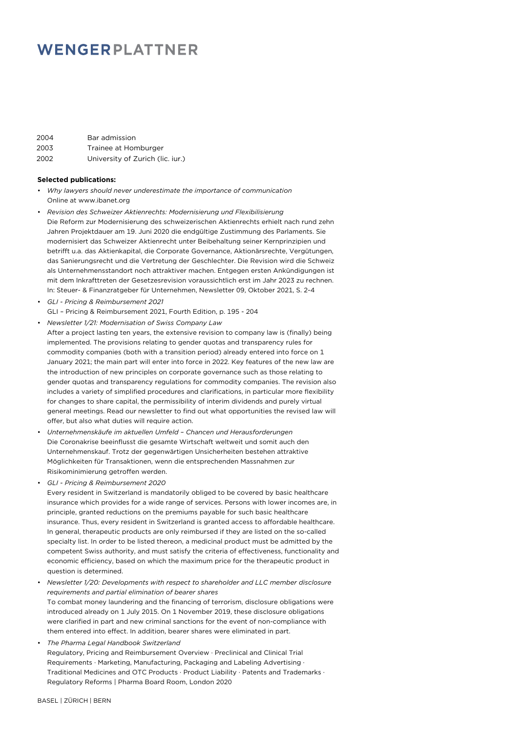| | |
|---|---|
| 2004 | Bar admission |
| 2003 | Trainee at Homburger |
| 2002 | University of Zurich (lic. iur.) |

**Selected publications:**

- *Why lawyers should never underestimate the importance of communication*
  Online at www.ibanet.org
- *Revision des Schweizer Aktienrechts: Modernisierung und Flexibilisierung*
  Die Reform zur Modernisierung des schweizerischen Aktienrechts erhielt nach rund zehn Jahren Projektdauer am 19. Juni 2020 die endgültige Zustimmung des Parlaments. Sie modernisiert das Schweizer Aktienrecht unter Beibehaltung seiner Kernprinzipien und betrifft u.a. das Aktienkapital, die Corporate Governance, Aktionärsrechte, Vergütungen, das Sanierungsrecht und die Vertretung der Geschlechter. Die Revision wird die Schweiz als Unternehmensstandort noch attraktiver machen. Entgegen ersten Ankündigungen ist mit dem Inkrafttreten der Gesetzesrevision voraussichtlich erst im Jahr 2023 zu rechnen. In: Steuer- & Finanzratgeber für Unternehmen, Newsletter 09, Oktober 2021, S. 2-4
- *GLI - Pricing & Reimbursement 2021*
  GLI – Pricing & Reimbursement 2021, Fourth Edition, p. 195 - 204
- *Newsletter 1/21: Modernisation of Swiss Company Law*
  After a project lasting ten years, the extensive revision to company law is (finally) being implemented. The provisions relating to gender quotas and transparency rules for commodity companies (both with a transition period) already entered into force on 1 January 2021; the main part will enter into force in 2022. Key features of the new law are the introduction of new principles on corporate governance such as those relating to gender quotas and transparency regulations for commodity companies. The revision also includes a variety of simplified procedures and clarifications, in particular more flexibility for changes to share capital, the permissibility of interim dividends and purely virtual general meetings. Read our newsletter to find out what opportunities the revised law will offer, but also what duties will require action.
- *Unternehmenskäufe im aktuellen Umfeld – Chancen und Herausforderungen*
  Die Coronakrise beeinflusst die gesamte Wirtschaft weltweit und somit auch den Unternehmenskauf. Trotz der gegenwärtigen Unsicherheiten bestehen attraktive Möglichkeiten für Transaktionen, wenn die entsprechenden Massnahmen zur Risikominimierung getroffen werden.
- *GLI - Pricing & Reimbursement 2020*
  Every resident in Switzerland is mandatorily obliged to be covered by basic healthcare insurance which provides for a wide range of services. Persons with lower incomes are, in principle, granted reductions on the premiums payable for such basic healthcare insurance. Thus, every resident in Switzerland is granted access to affordable healthcare. In general, therapeutic products are only reimbursed if they are listed on the so-called specialty list. In order to be listed thereon, a medicinal product must be admitted by the competent Swiss authority, and must satisfy the criteria of effectiveness, functionality and economic efficiency, based on which the maximum price for the therapeutic product in question is determined.
- *Newsletter 1/20: Developments with respect to shareholder and LLC member disclosure requirements and partial elimination of bearer shares*
  To combat money laundering and the financing of terrorism, disclosure obligations were introduced already on 1 July 2015. On 1 November 2019, these disclosure obligations were clarified in part and new criminal sanctions for the event of non-compliance with them entered into effect. In addition, bearer shares were eliminated in part.
- *The Pharma Legal Handbook Switzerland*
  Regulatory, Pricing and Reimbursement Overview · Preclinical and Clinical Trial Requirements · Marketing, Manufacturing, Packaging and Labeling Advertising · Traditional Medicines and OTC Products · Product Liability · Patents and Trademarks · Regulatory Reforms | Pharma Board Room, London 2020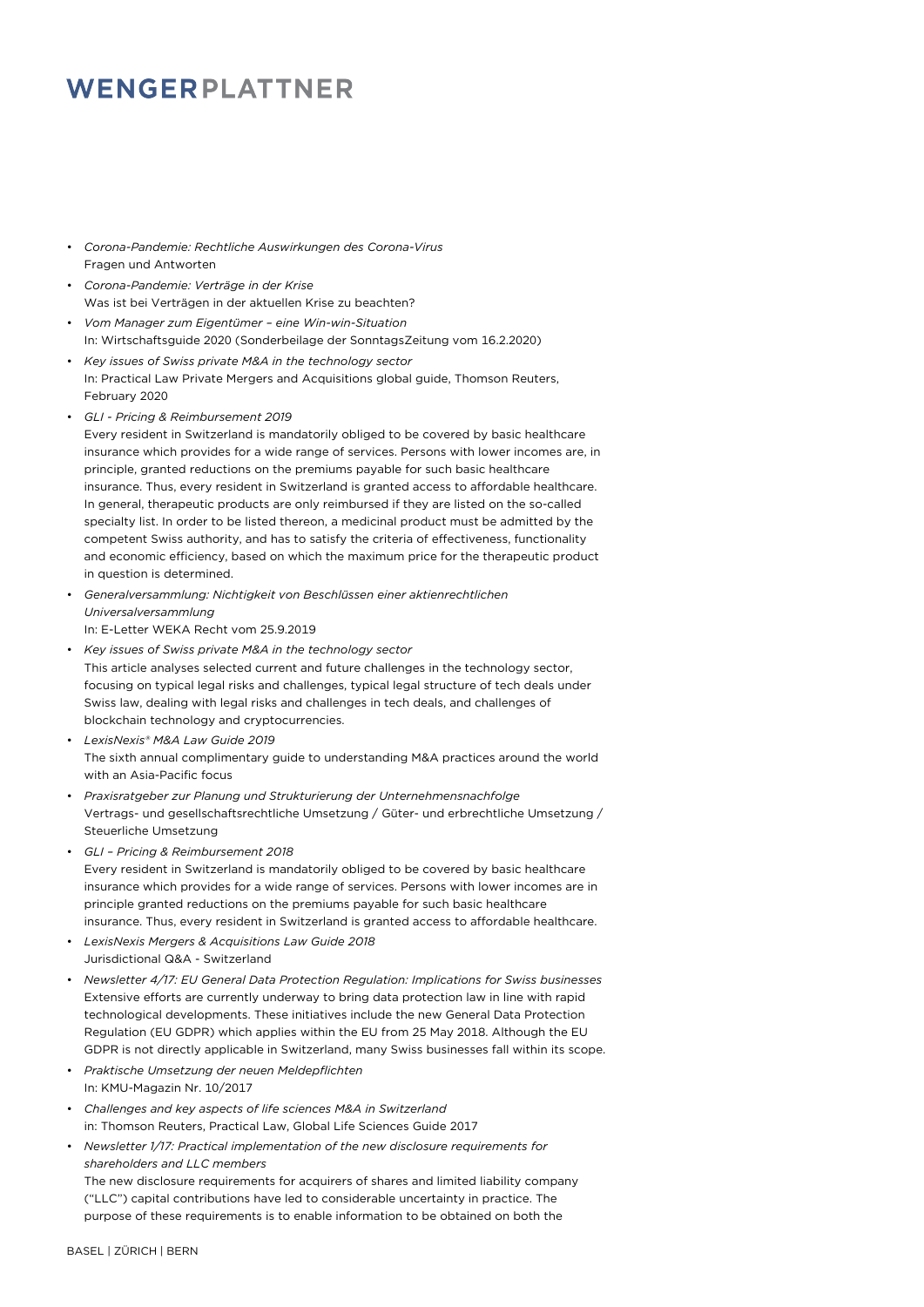- *Corona-Pandemie: Rechtliche Auswirkungen des Corona-Virus*
  Fragen und Antworten
- *Corona-Pandemie: Verträge in der Krise*
  Was ist bei Verträgen in der aktuellen Krise zu beachten?
- *Vom Manager zum Eigentümer – eine Win-win-Situation*
  In: Wirtschaftsguide 2020 (Sonderbeilage der SonntagsZeitung vom 16.2.2020)
- *Key issues of Swiss private M&A in the technology sector*
  In: Practical Law Private Mergers and Acquisitions global guide, Thomson Reuters, February 2020
- *GLI - Pricing & Reimbursement 2019*
  Every resident in Switzerland is mandatorily obliged to be covered by basic healthcare insurance which provides for a wide range of services. Persons with lower incomes are, in principle, granted reductions on the premiums payable for such basic healthcare insurance. Thus, every resident in Switzerland is granted access to affordable healthcare. In general, therapeutic products are only reimbursed if they are listed on the so-called specialty list. In order to be listed thereon, a medicinal product must be admitted by the competent Swiss authority, and has to satisfy the criteria of effectiveness, functionality and economic efficiency, based on which the maximum price for the therapeutic product in question is determined.
- *Generalversammlung: Nichtigkeit von Beschlüssen einer aktienrechtlichen Universalversammlung*
  In: E-Letter WEKA Recht vom 25.9.2019
- *Key issues of Swiss private M&A in the technology sector*
  This article analyses selected current and future challenges in the technology sector, focusing on typical legal risks and challenges, typical legal structure of tech deals under Swiss law, dealing with legal risks and challenges in tech deals, and challenges of blockchain technology and cryptocurrencies.
- *LexisNexis® M&A Law Guide 2019*
  The sixth annual complimentary guide to understanding M&A practices around the world with an Asia-Pacific focus
- *Praxisratgeber zur Planung und Strukturierung der Unternehmensnachfolge*
  Vertrags- und gesellschaftsrechtliche Umsetzung / Güter- und erbrechtliche Umsetzung / Steuerliche Umsetzung
- *GLI – Pricing & Reimbursement 2018*
  Every resident in Switzerland is mandatorily obliged to be covered by basic healthcare insurance which provides for a wide range of services. Persons with lower incomes are in principle granted reductions on the premiums payable for such basic healthcare insurance. Thus, every resident in Switzerland is granted access to affordable healthcare.
- *LexisNexis Mergers & Acquisitions Law Guide 2018*
  Jurisdictional Q&A - Switzerland
- *Newsletter 4/17: EU General Data Protection Regulation: Implications for Swiss businesses*
  Extensive efforts are currently underway to bring data protection law in line with rapid technological developments. These initiatives include the new General Data Protection Regulation (EU GDPR) which applies within the EU from 25 May 2018. Although the EU GDPR is not directly applicable in Switzerland, many Swiss businesses fall within its scope.
- *Praktische Umsetzung der neuen Meldepflichten*
  In: KMU-Magazin Nr. 10/2017
- *Challenges and key aspects of life sciences M&A in Switzerland*
  in: Thomson Reuters, Practical Law, Global Life Sciences Guide 2017
- *Newsletter 1/17: Practical implementation of the new disclosure requirements for shareholders and LLC members*
  The new disclosure requirements for acquirers of shares and limited liability company ("LLC") capital contributions have led to considerable uncertainty in practice. The purpose of these requirements is to enable information to be obtained on both the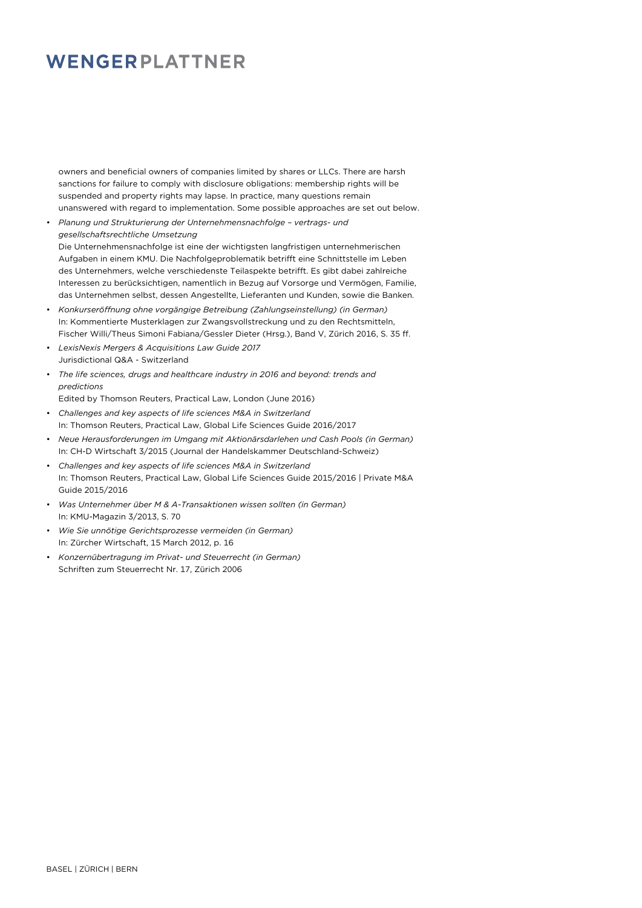owners and beneficial owners of companies limited by shares or LLCs. There are harsh sanctions for failure to comply with disclosure obligations: membership rights will be suspended and property rights may lapse. In practice, many questions remain unanswered with regard to implementation. Some possible approaches are set out below.

- *Planung und Strukturierung der Unternehmensnachfolge – vertrags- und gesellschaftsrechtliche Umsetzung*
  Die Unternehmensnachfolge ist eine der wichtigsten langfristigen unternehmerischen Aufgaben in einem KMU. Die Nachfolgeproblematik betrifft eine Schnittstelle im Leben des Unternehmers, welche verschiedenste Teilaspekte betrifft. Es gibt dabei zahlreiche Interessen zu berücksichtigen, namentlich in Bezug auf Vorsorge und Vermögen, Familie, das Unternehmen selbst, dessen Angestellte, Lieferanten und Kunden, sowie die Banken.
- *Konkurseröffnung ohne vorgängige Betreibung (Zahlungseinstellung) (in German)*
  In: Kommentierte Musterklagen zur Zwangsvollstreckung und zu den Rechtsmitteln, Fischer Willi/Theus Simoni Fabiana/Gessler Dieter (Hrsg.), Band V, Zürich 2016, S. 35 ff.
- *LexisNexis Mergers & Acquisitions Law Guide 2017*
  Jurisdictional Q&A - Switzerland
- *The life sciences, drugs and healthcare industry in 2016 and beyond: trends and predictions*
  Edited by Thomson Reuters, Practical Law, London (June 2016)
- *Challenges and key aspects of life sciences M&A in Switzerland*
  In: Thomson Reuters, Practical Law, Global Life Sciences Guide 2016/2017
- *Neue Herausforderungen im Umgang mit Aktionärsdarlehen und Cash Pools (in German)*
  In: CH-D Wirtschaft 3/2015 (Journal der Handelskammer Deutschland-Schweiz)
- *Challenges and key aspects of life sciences M&A in Switzerland*
  In: Thomson Reuters, Practical Law, Global Life Sciences Guide 2015/2016 | Private M&A Guide 2015/2016
- *Was Unternehmer über M & A-Transaktionen wissen sollten (in German)*
  In: KMU-Magazin 3/2013, S. 70
- *Wie Sie unnötige Gerichtsprozesse vermeiden (in German)*
  In: Zürcher Wirtschaft, 15 March 2012, p. 16
- *Konzernübertragung im Privat- und Steuerrecht (in German)*
  Schriften zum Steuerrecht Nr. 17, Zürich 2006